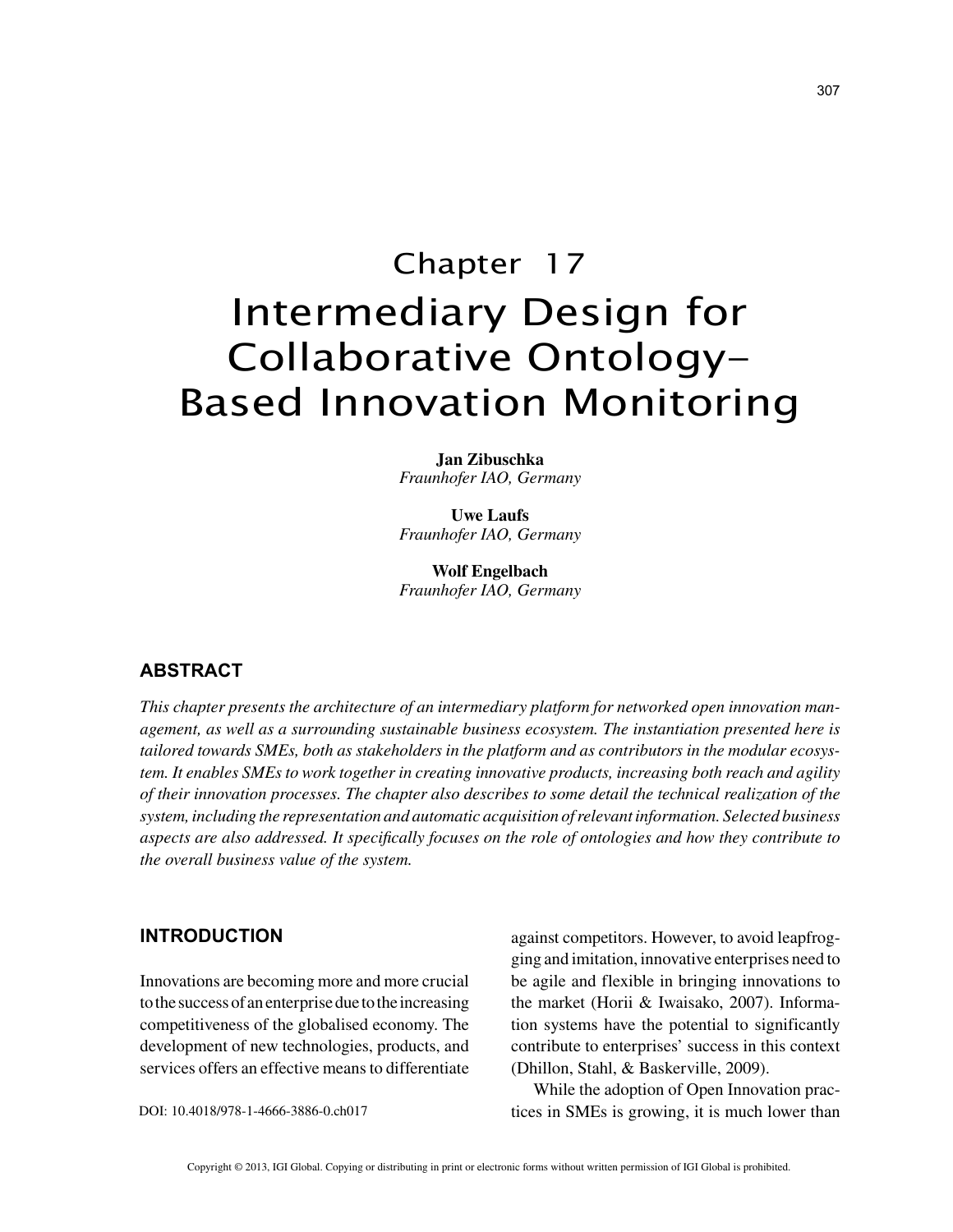# Chapter 17
# Intermediary Design for Collaborative Ontology-Based Innovation Monitoring

**Jan Zibuschka**
*Fraunhofer IAO, Germany*

**Uwe Laufs**
*Fraunhofer IAO, Germany*

**Wolf Engelbach**
*Fraunhofer IAO, Germany*

## ABSTRACT

*This chapter presents the architecture of an intermediary platform for networked open innovation management, as well as a surrounding sustainable business ecosystem. The instantiation presented here is tailored towards SMEs, both as stakeholders in the platform and as contributors in the modular ecosystem. It enables SMEs to work together in creating innovative products, increasing both reach and agility of their innovation processes. The chapter also describes to some detail the technical realization of the system, including the representation and automatic acquisition of relevant information. Selected business aspects are also addressed. It specifically focuses on the role of ontologies and how they contribute to the overall business value of the system.*

## INTRODUCTION

Innovations are becoming more and more crucial to the success of an enterprise due to the increasing competitiveness of the globalised economy. The development of new technologies, products, and services offers an effective means to differentiate against competitors. However, to avoid leapfrogging and imitation, innovative enterprises need to be agile and flexible in bringing innovations to the market (Horii & Iwaisako, 2007). Information systems have the potential to significantly contribute to enterprises' success in this context (Dhillon, Stahl, & Baskerville, 2009).

While the adoption of Open Innovation practices in SMEs is growing, it is much lower than

DOI: 10.4018/978-1-4666-3886-0.ch017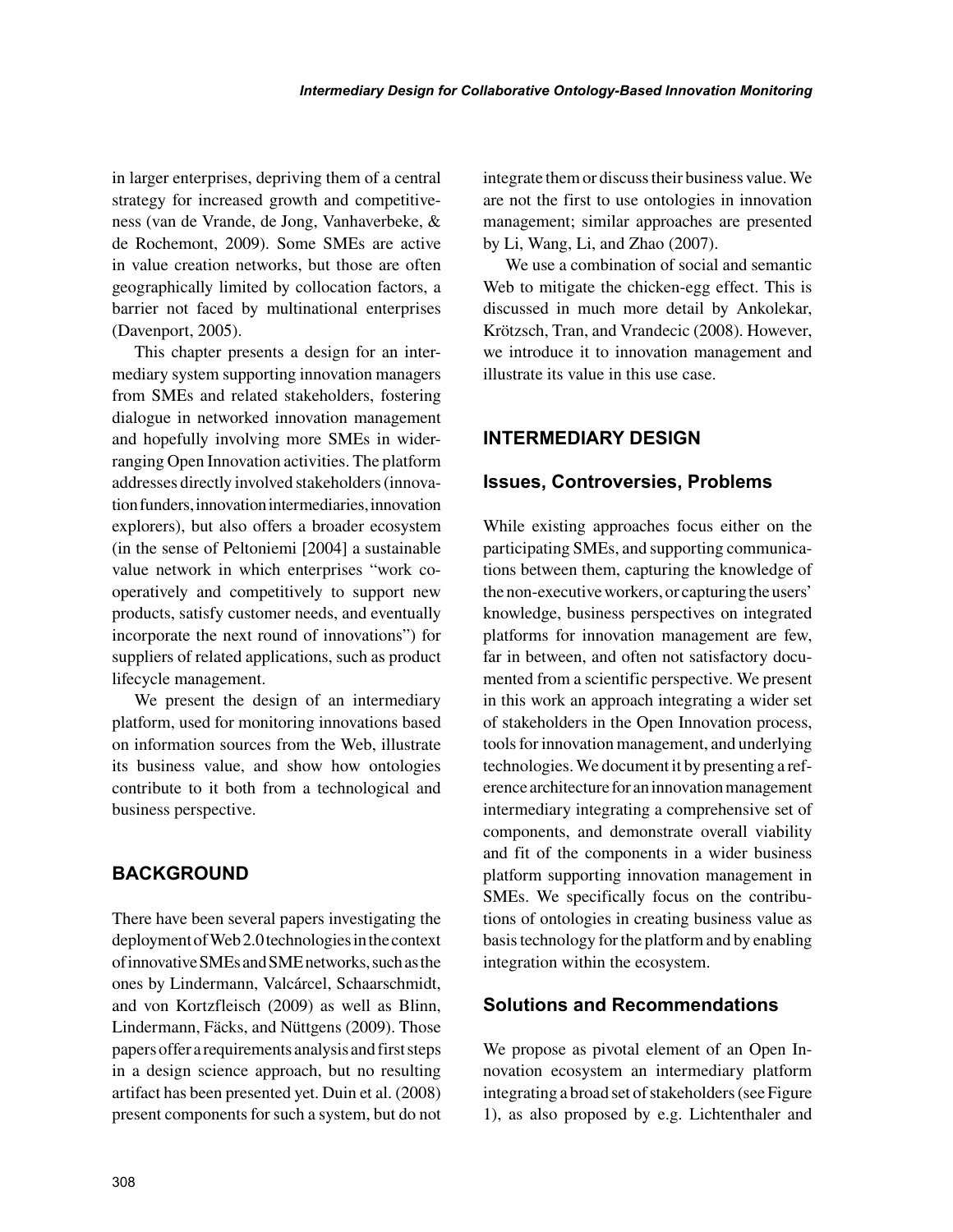in larger enterprises, depriving them of a central strategy for increased growth and competitiveness (van de Vrande, de Jong, Vanhaverbeke, & de Rochemont, 2009). Some SMEs are active in value creation networks, but those are often geographically limited by collocation factors, a barrier not faced by multinational enterprises (Davenport, 2005).

This chapter presents a design for an intermediary system supporting innovation managers from SMEs and related stakeholders, fostering dialogue in networked innovation management and hopefully involving more SMEs in wider-ranging Open Innovation activities. The platform addresses directly involved stakeholders (innovation funders, innovation intermediaries, innovation explorers), but also offers a broader ecosystem (in the sense of Peltoniemi [2004] a sustainable value network in which enterprises "work cooperatively and competitively to support new products, satisfy customer needs, and eventually incorporate the next round of innovations") for suppliers of related applications, such as product lifecycle management.

We present the design of an intermediary platform, used for monitoring innovations based on information sources from the Web, illustrate its business value, and show how ontologies contribute to it both from a technological and business perspective.

## BACKGROUND

There have been several papers investigating the deployment of Web 2.0 technologies in the context of innovative SMEs and SME networks, such as the ones by Lindermann, Valcárcel, Schaarschmidt, and von Kortzfleisch (2009) as well as Blinn, Lindermann, Fäcks, and Nüttgens (2009). Those papers offer a requirements analysis and first steps in a design science approach, but no resulting artifact has been presented yet. Duin et al. (2008) present components for such a system, but do not integrate them or discuss their business value. We are not the first to use ontologies in innovation management; similar approaches are presented by Li, Wang, Li, and Zhao (2007).

We use a combination of social and semantic Web to mitigate the chicken-egg effect. This is discussed in much more detail by Ankolekar, Krötzsch, Tran, and Vrandecic (2008). However, we introduce it to innovation management and illustrate its value in this use case.

## INTERMEDIARY DESIGN

### Issues, Controversies, Problems

While existing approaches focus either on the participating SMEs, and supporting communications between them, capturing the knowledge of the non-executive workers, or capturing the users' knowledge, business perspectives on integrated platforms for innovation management are few, far in between, and often not satisfactory documented from a scientific perspective. We present in this work an approach integrating a wider set of stakeholders in the Open Innovation process, tools for innovation management, and underlying technologies. We document it by presenting a reference architecture for an innovation management intermediary integrating a comprehensive set of components, and demonstrate overall viability and fit of the components in a wider business platform supporting innovation management in SMEs. We specifically focus on the contributions of ontologies in creating business value as basis technology for the platform and by enabling integration within the ecosystem.

### Solutions and Recommendations

We propose as pivotal element of an Open Innovation ecosystem an intermediary platform integrating a broad set of stakeholders (see Figure 1), as also proposed by e.g. Lichtenthaler and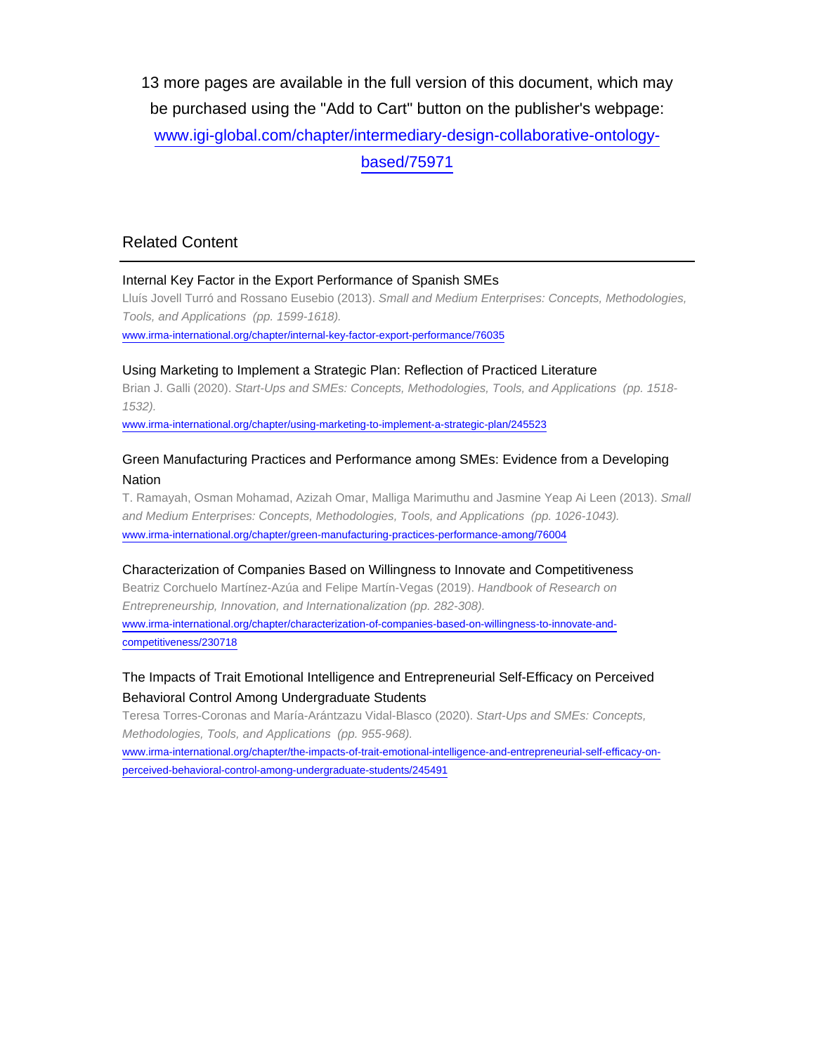13 more pages are available in the full version of this document, which may be purchased using the "Add to Cart" button on the publisher's webpage: www.igi-global.com/chapter/intermediary-design-collaborative-ontology-based/75971

## Related Content

### Internal Key Factor in the Export Performance of Spanish SMEs

Lluís Jovell Turró and Rossano Eusebio (2013). *Small and Medium Enterprises: Concepts, Methodologies, Tools, and Applications (pp. 1599-1618).*

www.irma-international.org/chapter/internal-key-factor-export-performance/76035

### Using Marketing to Implement a Strategic Plan: Reflection of Practiced Literature

Brian J. Galli (2020). *Start-Ups and SMEs: Concepts, Methodologies, Tools, and Applications (pp. 1518-1532).*

www.irma-international.org/chapter/using-marketing-to-implement-a-strategic-plan/245523

### Green Manufacturing Practices and Performance among SMEs: Evidence from a Developing Nation

T. Ramayah, Osman Mohamad, Azizah Omar, Malliga Marimuthu and Jasmine Yeap Ai Leen (2013). *Small and Medium Enterprises: Concepts, Methodologies, Tools, and Applications (pp. 1026-1043).*

www.irma-international.org/chapter/green-manufacturing-practices-performance-among/76004

### Characterization of Companies Based on Willingness to Innovate and Competitiveness

Beatriz Corchuelo Martínez-Azúa and Felipe Martín-Vegas (2019). *Handbook of Research on Entrepreneurship, Innovation, and Internationalization (pp. 282-308).*

www.irma-international.org/chapter/characterization-of-companies-based-on-willingness-to-innovate-and-competitiveness/230718

### The Impacts of Trait Emotional Intelligence and Entrepreneurial Self-Efficacy on Perceived Behavioral Control Among Undergraduate Students

Teresa Torres-Coronas and María-Arántzazu Vidal-Blasco (2020). *Start-Ups and SMEs: Concepts, Methodologies, Tools, and Applications (pp. 955-968).*

www.irma-international.org/chapter/the-impacts-of-trait-emotional-intelligence-and-entrepreneurial-self-efficacy-on-perceived-behavioral-control-among-undergraduate-students/245491